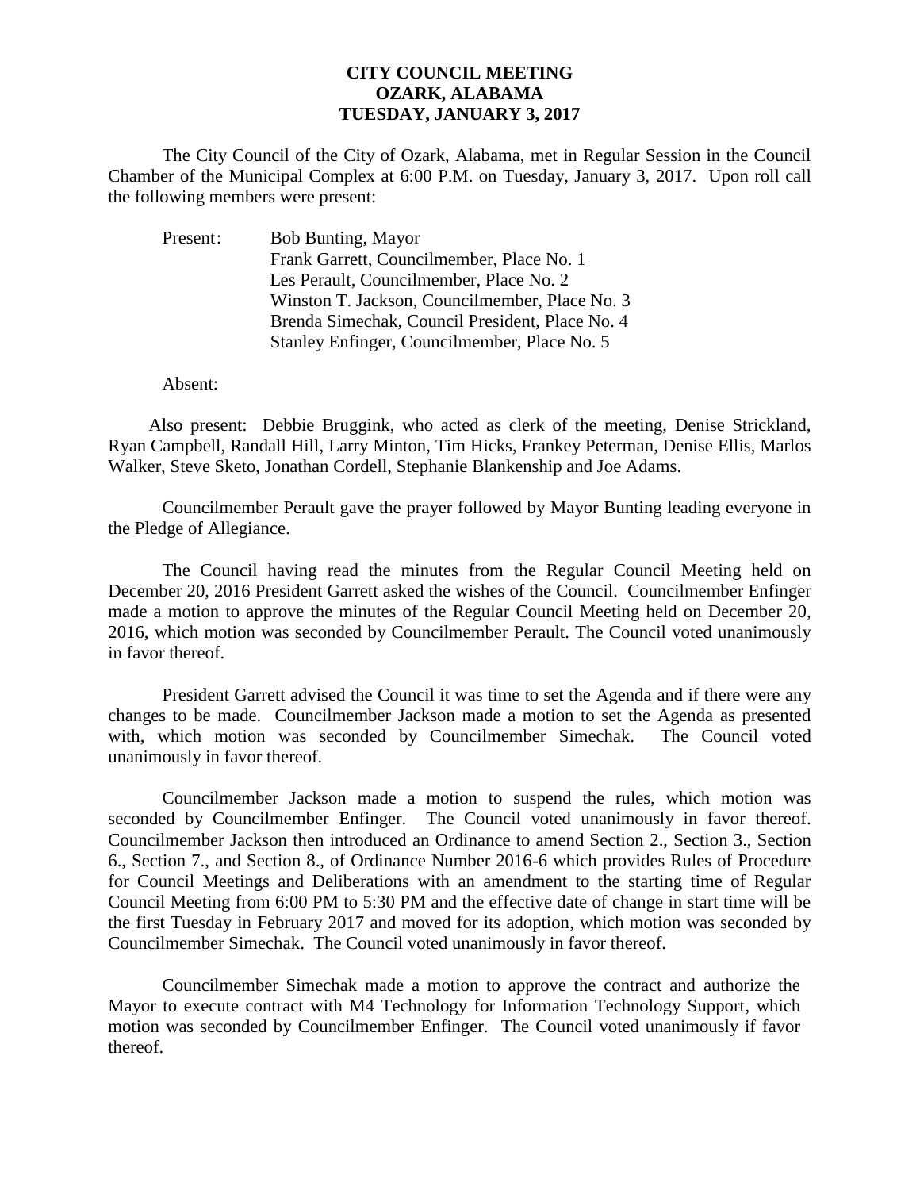**CITY COUNCIL MEETING**
**OZARK, ALABAMA**
**TUESDAY, JANUARY 3, 2017**

The City Council of the City of Ozark, Alabama, met in Regular Session in the Council Chamber of the Municipal Complex at 6:00 P.M. on Tuesday, January 3, 2017. Upon roll call the following members were present:

Present: Bob Bunting, Mayor
Frank Garrett, Councilmember, Place No. 1
Les Perault, Councilmember, Place No. 2
Winston T. Jackson, Councilmember, Place No. 3
Brenda Simechak, Council President, Place No. 4
Stanley Enfinger, Councilmember, Place No. 5

Absent:

Also present: Debbie Bruggink, who acted as clerk of the meeting, Denise Strickland, Ryan Campbell, Randall Hill, Larry Minton, Tim Hicks, Frankey Peterman, Denise Ellis, Marlos Walker, Steve Sketo, Jonathan Cordell, Stephanie Blankenship and Joe Adams.

Councilmember Perault gave the prayer followed by Mayor Bunting leading everyone in the Pledge of Allegiance.

The Council having read the minutes from the Regular Council Meeting held on December 20, 2016 President Garrett asked the wishes of the Council. Councilmember Enfinger made a motion to approve the minutes of the Regular Council Meeting held on December 20, 2016, which motion was seconded by Councilmember Perault. The Council voted unanimously in favor thereof.

President Garrett advised the Council it was time to set the Agenda and if there were any changes to be made. Councilmember Jackson made a motion to set the Agenda as presented with, which motion was seconded by Councilmember Simechak. The Council voted unanimously in favor thereof.

Councilmember Jackson made a motion to suspend the rules, which motion was seconded by Councilmember Enfinger. The Council voted unanimously in favor thereof. Councilmember Jackson then introduced an Ordinance to amend Section 2., Section 3., Section 6., Section 7., and Section 8., of Ordinance Number 2016-6 which provides Rules of Procedure for Council Meetings and Deliberations with an amendment to the starting time of Regular Council Meeting from 6:00 PM to 5:30 PM and the effective date of change in start time will be the first Tuesday in February 2017 and moved for its adoption, which motion was seconded by Councilmember Simechak. The Council voted unanimously in favor thereof.

Councilmember Simechak made a motion to approve the contract and authorize the Mayor to execute contract with M4 Technology for Information Technology Support, which motion was seconded by Councilmember Enfinger. The Council voted unanimously if favor thereof.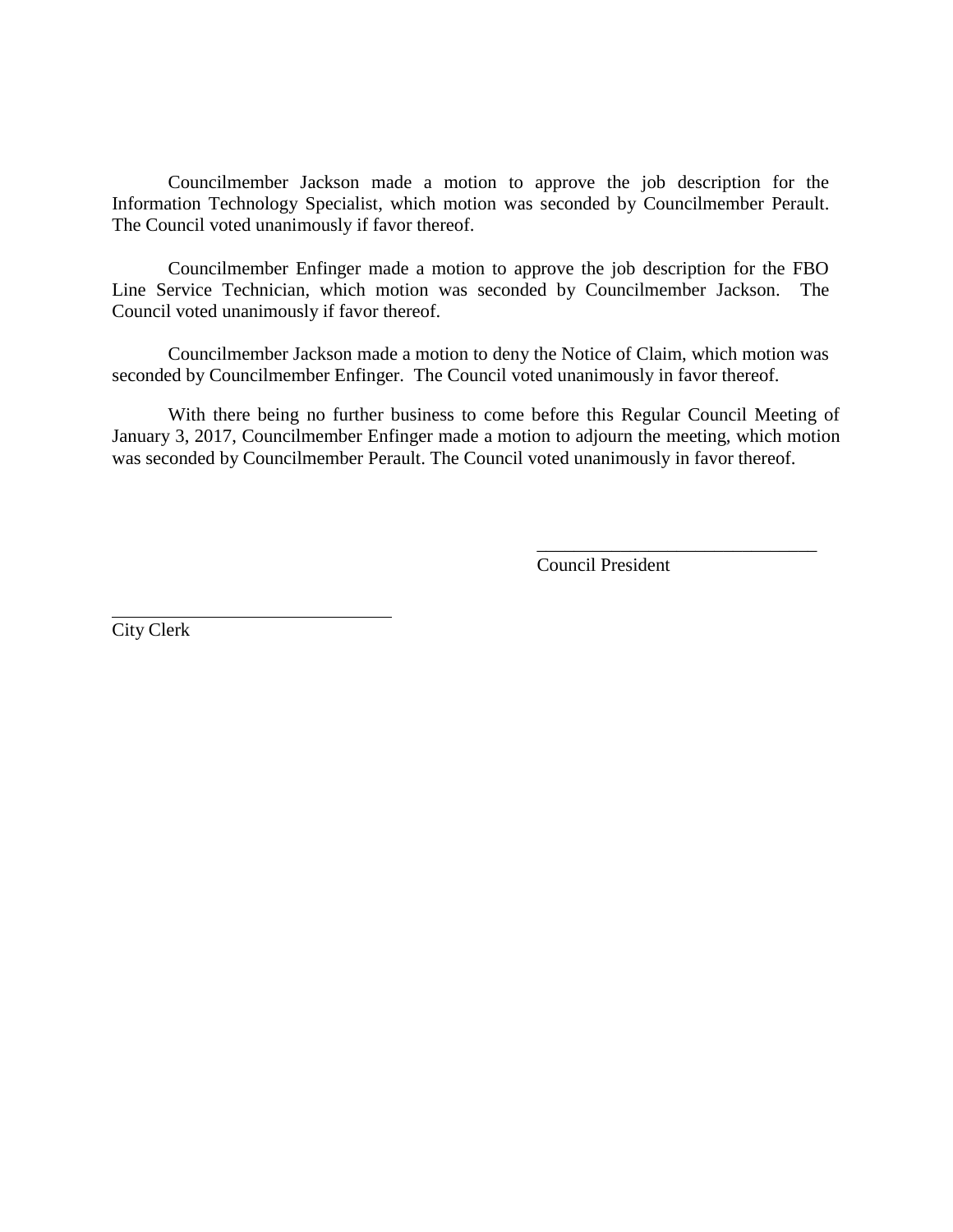Councilmember Jackson made a motion to approve the job description for the Information Technology Specialist, which motion was seconded by Councilmember Perault. The Council voted unanimously if favor thereof.

Councilmember Enfinger made a motion to approve the job description for the FBO Line Service Technician, which motion was seconded by Councilmember Jackson. The Council voted unanimously if favor thereof.

Councilmember Jackson made a motion to deny the Notice of Claim, which motion was seconded by Councilmember Enfinger. The Council voted unanimously in favor thereof.

With there being no further business to come before this Regular Council Meeting of January 3, 2017, Councilmember Enfinger made a motion to adjourn the meeting, which motion was seconded by Councilmember Perault. The Council voted unanimously in favor thereof.

\_\_\_\_\_\_\_\_\_\_\_\_\_\_\_\_\_\_\_\_\_\_\_\_\_\_\_\_\_\_
Council President

\_\_\_\_\_\_\_\_\_\_\_\_\_\_\_\_\_\_\_\_\_\_\_\_\_\_\_\_\_\_
City Clerk